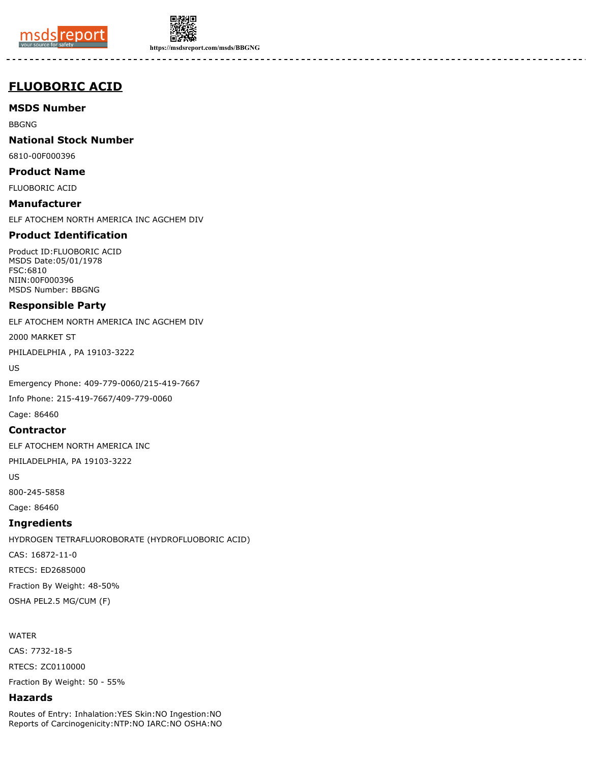# FLUOBORIC ACID

## MSDS Number

BBGNG

## National Stock Number

6810-00F000396

## Product Name

FLUOBORIC ACID

## Manufacturer

ELF ATOCHEM NORTH AMERICA INC AGCHEM DIV

## Product Identification

Product ID:FLUOBORIC ACID
MSDS Date:05/01/1978
FSC:6810
NIIN:00F000396
MSDS Number: BBGNG

## Responsible Party

ELF ATOCHEM NORTH AMERICA INC AGCHEM DIV

2000 MARKET ST

PHILADELPHIA , PA 19103-3222

US

Emergency Phone: 409-779-0060/215-419-7667

Info Phone: 215-419-7667/409-779-0060

Cage: 86460

## Contractor

ELF ATOCHEM NORTH AMERICA INC

PHILADELPHIA, PA 19103-3222

US

800-245-5858

Cage: 86460

## Ingredients

HYDROGEN TETRAFLUOROBORATE (HYDROFLUOBORIC ACID)

CAS: 16872-11-0

RTECS: ED2685000

Fraction By Weight: 48-50%

OSHA PEL2.5 MG/CUM (F)

WATER

CAS: 7732-18-5

RTECS: ZC0110000

Fraction By Weight: 50 - 55%

## Hazards

Routes of Entry: Inhalation:YES Skin:NO Ingestion:NO
Reports of Carcinogenicity:NTP:NO IARC:NO OSHA:NO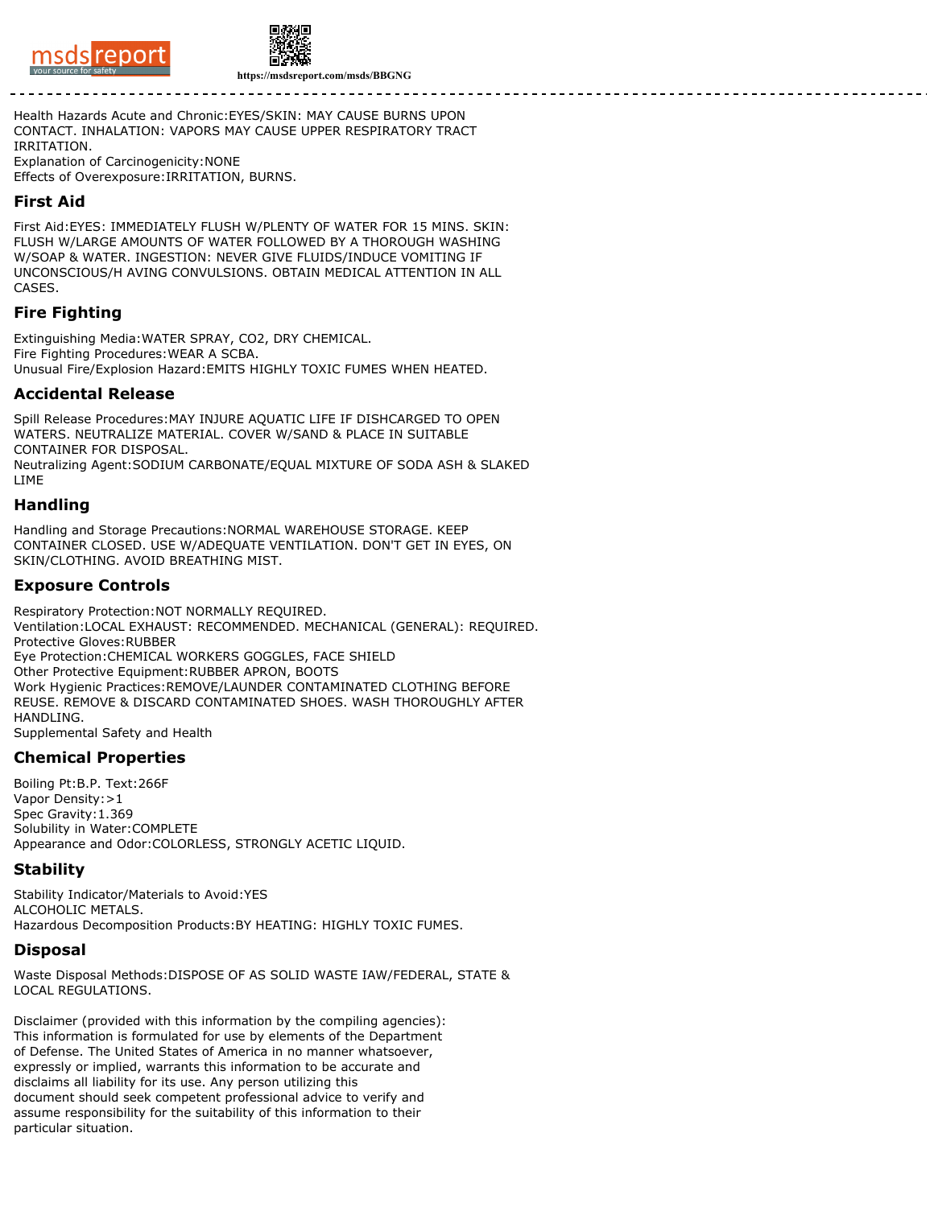Health Hazards Acute and Chronic:EYES/SKIN: MAY CAUSE BURNS UPON CONTACT. INHALATION: VAPORS MAY CAUSE UPPER RESPIRATORY TRACT IRRITATION.
Explanation of Carcinogenicity:NONE
Effects of Overexposure:IRRITATION, BURNS.

## First Aid

First Aid:EYES: IMMEDIATELY FLUSH W/PLENTY OF WATER FOR 15 MINS. SKIN: FLUSH W/LARGE AMOUNTS OF WATER FOLLOWED BY A THOROUGH WASHING W/SOAP & WATER. INGESTION: NEVER GIVE FLUIDS/INDUCE VOMITING IF UNCONSCIOUS/H AVING CONVULSIONS. OBTAIN MEDICAL ATTENTION IN ALL CASES.

## Fire Fighting

Extinguishing Media:WATER SPRAY, CO2, DRY CHEMICAL.
Fire Fighting Procedures:WEAR A SCBA.
Unusual Fire/Explosion Hazard:EMITS HIGHLY TOXIC FUMES WHEN HEATED.

## Accidental Release

Spill Release Procedures:MAY INJURE AQUATIC LIFE IF DISHCARGED TO OPEN WATERS. NEUTRALIZE MATERIAL. COVER W/SAND & PLACE IN SUITABLE CONTAINER FOR DISPOSAL.
Neutralizing Agent:SODIUM CARBONATE/EQUAL MIXTURE OF SODA ASH & SLAKED LIME

## Handling

Handling and Storage Precautions:NORMAL WAREHOUSE STORAGE. KEEP CONTAINER CLOSED. USE W/ADEQUATE VENTILATION. DON'T GET IN EYES, ON SKIN/CLOTHING. AVOID BREATHING MIST.

## Exposure Controls

Respiratory Protection:NOT NORMALLY REQUIRED.
Ventilation:LOCAL EXHAUST: RECOMMENDED. MECHANICAL (GENERAL): REQUIRED.
Protective Gloves:RUBBER
Eye Protection:CHEMICAL WORKERS GOGGLES, FACE SHIELD
Other Protective Equipment:RUBBER APRON, BOOTS
Work Hygienic Practices:REMOVE/LAUNDER CONTAMINATED CLOTHING BEFORE REUSE. REMOVE & DISCARD CONTAMINATED SHOES. WASH THOROUGHLY AFTER HANDLING.
Supplemental Safety and Health

## Chemical Properties

Boiling Pt:B.P. Text:266F
Vapor Density:>1
Spec Gravity:1.369
Solubility in Water:COMPLETE
Appearance and Odor:COLORLESS, STRONGLY ACETIC LIQUID.

## Stability

Stability Indicator/Materials to Avoid:YES
ALCOHOLIC METALS.
Hazardous Decomposition Products:BY HEATING: HIGHLY TOXIC FUMES.

## Disposal

Waste Disposal Methods:DISPOSE OF AS SOLID WASTE IAW/FEDERAL, STATE & LOCAL REGULATIONS.

Disclaimer (provided with this information by the compiling agencies): This information is formulated for use by elements of the Department of Defense. The United States of America in no manner whatsoever, expressly or implied, warrants this information to be accurate and disclaims all liability for its use. Any person utilizing this document should seek competent professional advice to verify and assume responsibility for the suitability of this information to their particular situation.